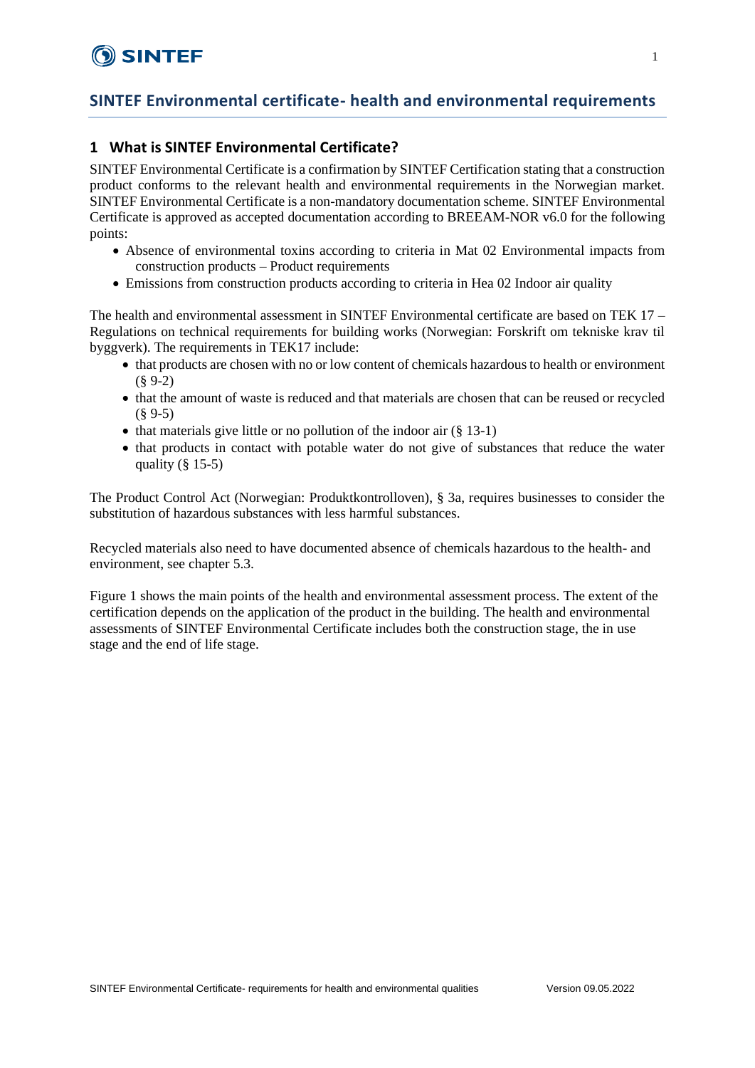# SINTEF Environmental certificate- health and environmental requirements

## 1 What is SINTEF Environmental Certificate?

SINTEF Environmental Certificate is a confirmation by SINTEF Certification stating that a construction product conforms to the relevant health and environmental requirements in the Norwegian market. SINTEF Environmental Certificate is a non-mandatory documentation scheme. SINTEF Environmental Certificate is approved as accepted documentation according to BREEAM-NOR v6.0 for the following points:

- Absence of environmental toxins according to criteria in Mat 02 Environmental impacts from construction products – Product requirements
- Emissions from construction products according to criteria in Hea 02 Indoor air quality

The health and environmental assessment in SINTEF Environmental certificate are based on TEK 17 – Regulations on technical requirements for building works (Norwegian: Forskrift om tekniske krav til byggverk). The requirements in TEK17 include:

- that products are chosen with no or low content of chemicals hazardous to health or environment (§ 9-2)
- that the amount of waste is reduced and that materials are chosen that can be reused or recycled (§ 9-5)
- that materials give little or no pollution of the indoor air (§ 13-1)
- that products in contact with potable water do not give of substances that reduce the water quality (§ 15-5)

The Product Control Act (Norwegian: Produktkontrolloven), § 3a, requires businesses to consider the substitution of hazardous substances with less harmful substances.

Recycled materials also need to have documented absence of chemicals hazardous to the health- and environment, see chapter 5.3.

Figure 1 shows the main points of the health and environmental assessment process. The extent of the certification depends on the application of the product in the building. The health and environmental assessments of SINTEF Environmental Certificate includes both the construction stage, the in use stage and the end of life stage.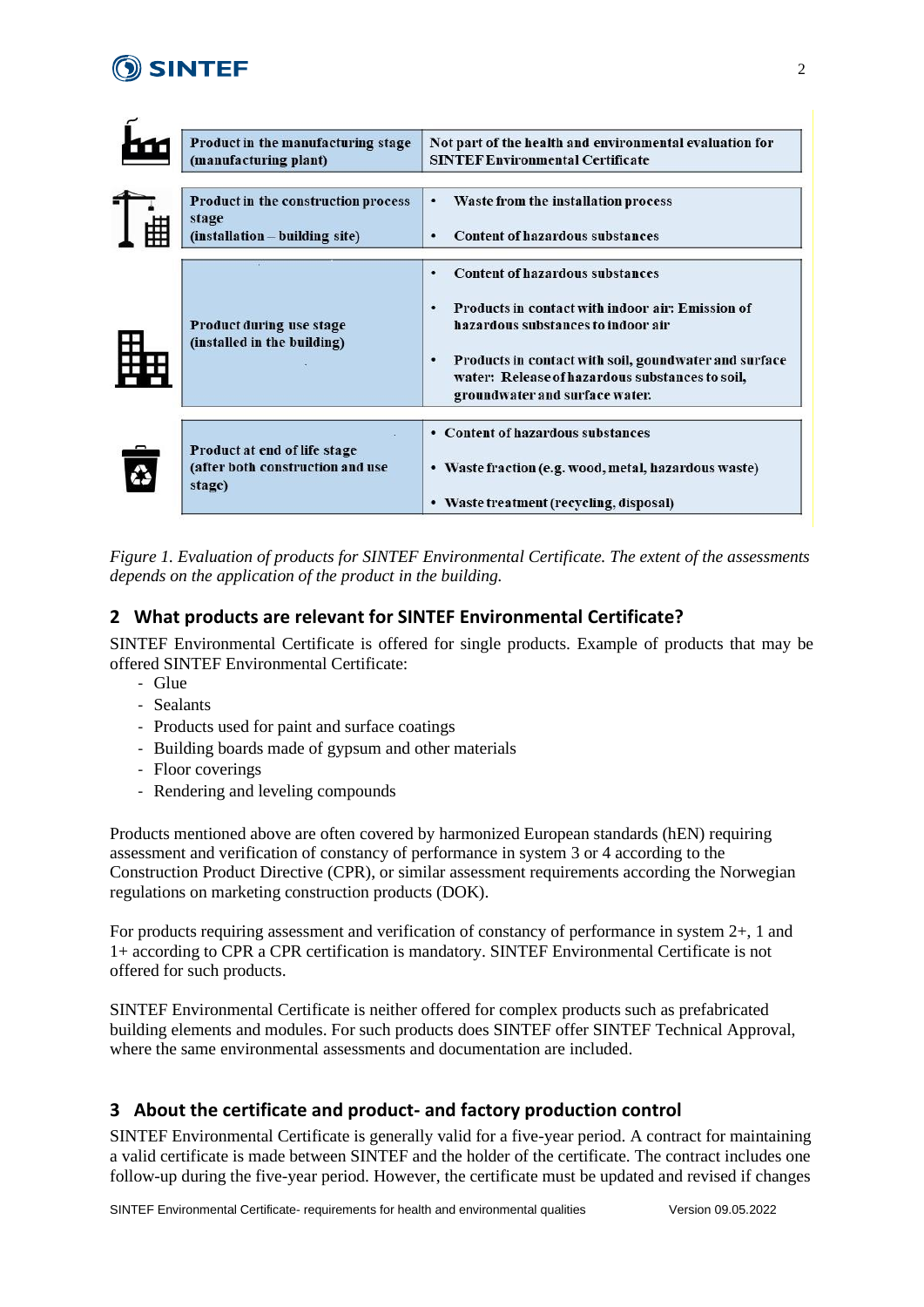| Stage | Evaluation |
|---|---|
| Product in the manufacturing stage (manufacturing plant) | Not part of the health and environmental evaluation for SINTEF Environmental Certificate |
| Product in the construction process stage (installation – building site) | • Waste from the installation process<br>• Content of hazardous substances |
| Product during use stage (installed in the building) | • Content of hazardous substances<br>• Products in contact with indoor air: Emission of hazardous substances to indoor air<br>• Products in contact with soil, goundwater and surface water: Release of hazardous substances to soil, groundwater and surface water. |
| Product at end of life stage (after both construction and use stage) | • Content of hazardous substances<br>• Waste fraction (e.g. wood, metal, hazardous waste)<br>• Waste treatment (recycling, disposal) |

*Figure 1. Evaluation of products for SINTEF Environmental Certificate. The extent of the assessments depends on the application of the product in the building.*

## 2 What products are relevant for SINTEF Environmental Certificate?

SINTEF Environmental Certificate is offered for single products. Example of products that may be offered SINTEF Environmental Certificate:

- Glue
- Sealants
- Products used for paint and surface coatings
- Building boards made of gypsum and other materials
- Floor coverings
- Rendering and leveling compounds

Products mentioned above are often covered by harmonized European standards (hEN) requiring assessment and verification of constancy of performance in system 3 or 4 according to the Construction Product Directive (CPR), or similar assessment requirements according the Norwegian regulations on marketing construction products (DOK).

For products requiring assessment and verification of constancy of performance in system 2+, 1 and 1+ according to CPR a CPR certification is mandatory. SINTEF Environmental Certificate is not offered for such products.

SINTEF Environmental Certificate is neither offered for complex products such as prefabricated building elements and modules. For such products does SINTEF offer SINTEF Technical Approval, where the same environmental assessments and documentation are included.

## 3 About the certificate and product- and factory production control

SINTEF Environmental Certificate is generally valid for a five-year period. A contract for maintaining a valid certificate is made between SINTEF and the holder of the certificate. The contract includes one follow-up during the five-year period. However, the certificate must be updated and revised if changes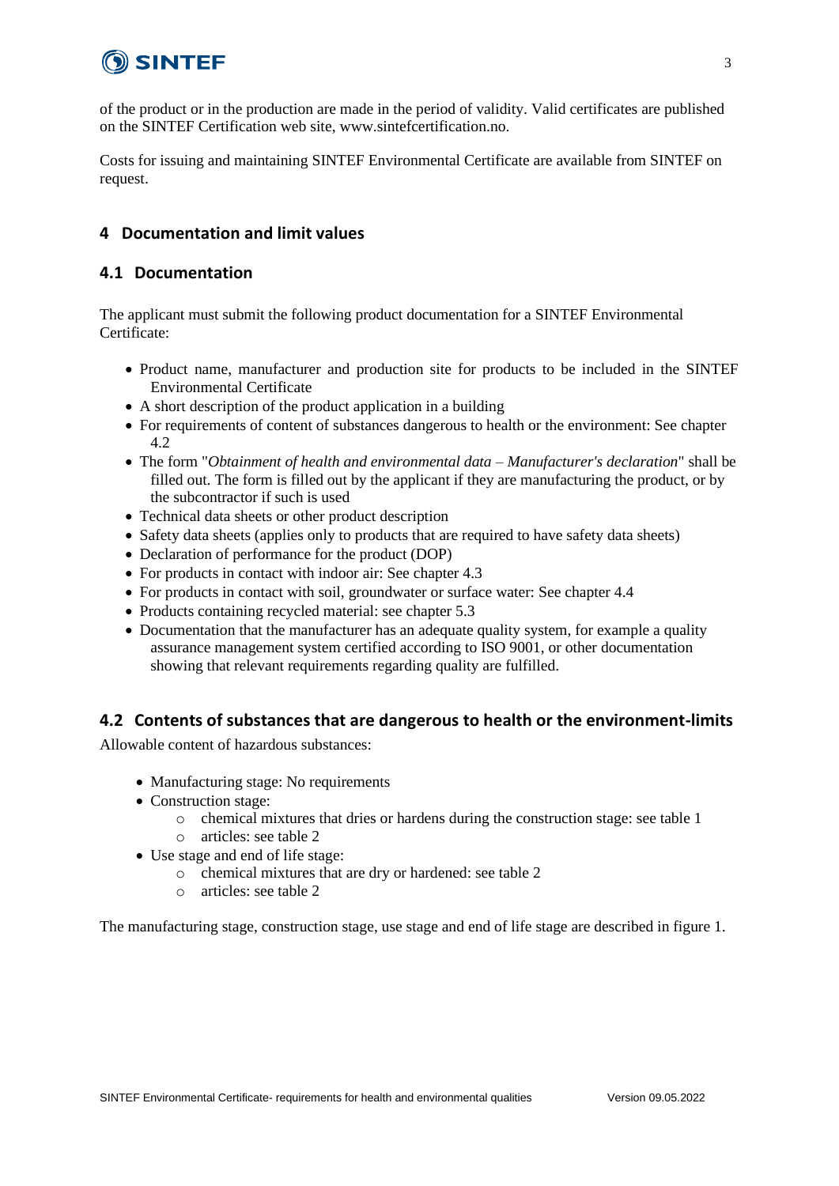of the product or in the production are made in the period of validity. Valid certificates are published on the SINTEF Certification web site, www.sintefcertification.no.

Costs for issuing and maintaining SINTEF Environmental Certificate are available from SINTEF on request.

## 4 Documentation and limit values

### 4.1 Documentation

The applicant must submit the following product documentation for a SINTEF Environmental Certificate:

- Product name, manufacturer and production site for products to be included in the SINTEF Environmental Certificate
- A short description of the product application in a building
- For requirements of content of substances dangerous to health or the environment: See chapter 4.2
- The form "*Obtainment of health and environmental data – Manufacturer's declaration*" shall be filled out. The form is filled out by the applicant if they are manufacturing the product, or by the subcontractor if such is used
- Technical data sheets or other product description
- Safety data sheets (applies only to products that are required to have safety data sheets)
- Declaration of performance for the product (DOP)
- For products in contact with indoor air: See chapter 4.3
- For products in contact with soil, groundwater or surface water: See chapter 4.4
- Products containing recycled material: see chapter 5.3
- Documentation that the manufacturer has an adequate quality system, for example a quality assurance management system certified according to ISO 9001, or other documentation showing that relevant requirements regarding quality are fulfilled.

### 4.2 Contents of substances that are dangerous to health or the environment-limits

Allowable content of hazardous substances:

- Manufacturing stage: No requirements
- Construction stage:
  - chemical mixtures that dries or hardens during the construction stage: see table 1
  - articles: see table 2
- Use stage and end of life stage:
  - chemical mixtures that are dry or hardened: see table 2
  - articles: see table 2

The manufacturing stage, construction stage, use stage and end of life stage are described in figure 1.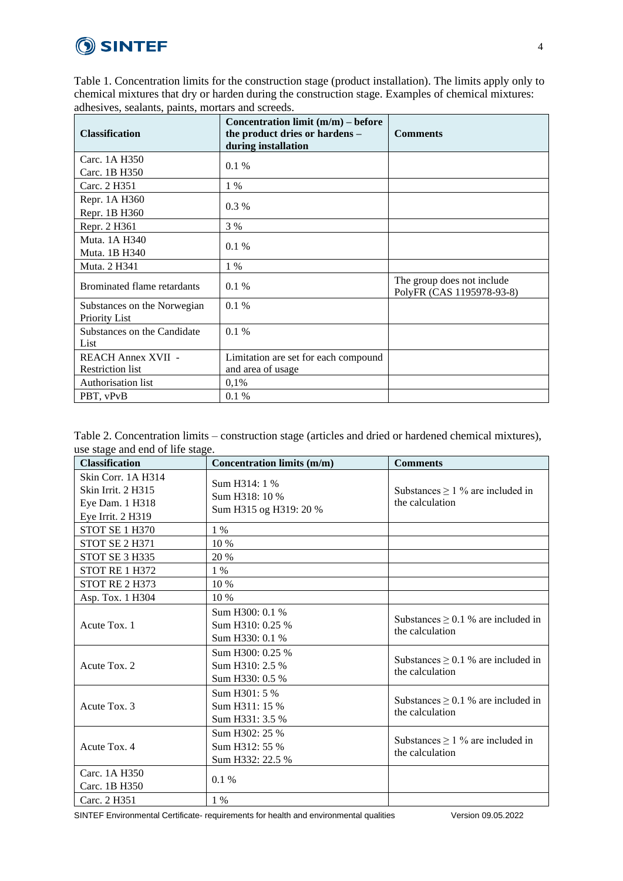Table 1. Concentration limits for the construction stage (product installation). The limits apply only to chemical mixtures that dry or harden during the construction stage. Examples of chemical mixtures: adhesives, sealants, paints, mortars and screeds.

| Classification | Concentration limit (m/m) – before the product dries or hardens – during installation | Comments |
|---|---|---|
| Carc. 1A H350<br>Carc. 1B H350 | 0.1 % | |
| Carc. 2 H351 | 1 % | |
| Repr. 1A H360<br>Repr. 1B H360 | 0.3 % | |
| Repr. 2 H361 | 3 % | |
| Muta. 1A H340<br>Muta. 1B H340 | 0.1 % | |
| Muta. 2 H341 | 1 % | |
| Brominated flame retardants | 0.1 % | The group does not include PolyFR (CAS 1195978-93-8) |
| Substances on the Norwegian Priority List | 0.1 % | |
| Substances on the Candidate List | 0.1 % | |
| REACH Annex XVII - Restriction list | Limitation are set for each compound and area of usage | |
| Authorisation list | 0,1% | |
| PBT, vPvB | 0.1 % | |

Table 2. Concentration limits – construction stage (articles and dried or hardened chemical mixtures), use stage and end of life stage.

| Classification | Concentration limits (m/m) | Comments |
|---|---|---|
| Skin Corr. 1A H314<br>Skin Irrit. 2 H315<br>Eye Dam. 1 H318<br>Eye Irrit. 2 H319 | Sum H314: 1 %<br>Sum H318: 10 %<br>Sum H315 og H319: 20 % | Substances ≥ 1 % are included in the calculation |
| STOT SE 1 H370 | 1 % | |
| STOT SE 2 H371 | 10 % | |
| STOT SE 3 H335 | 20 % | |
| STOT RE 1 H372 | 1 % | |
| STOT RE 2 H373 | 10 % | |
| Asp. Tox. 1 H304 | 10 % | |
| Acute Tox. 1 | Sum H300: 0.1 %<br>Sum H310: 0.25 %<br>Sum H330: 0.1 % | Substances ≥ 0.1 % are included in the calculation |
| Acute Tox. 2 | Sum H300: 0.25 %<br>Sum H310: 2.5 %<br>Sum H330: 0.5 % | Substances ≥ 0.1 % are included in the calculation |
| Acute Tox. 3 | Sum H301: 5 %<br>Sum H311: 15 %<br>Sum H331: 3.5 % | Substances ≥ 0.1 % are included in the calculation |
| Acute Tox. 4 | Sum H302: 25 %<br>Sum H312: 55 %<br>Sum H332: 22.5 % | Substances ≥ 1 % are included in the calculation |
| Carc. 1A H350<br>Carc. 1B H350 | 0.1 % | |
| Carc. 2 H351 | 1 % | |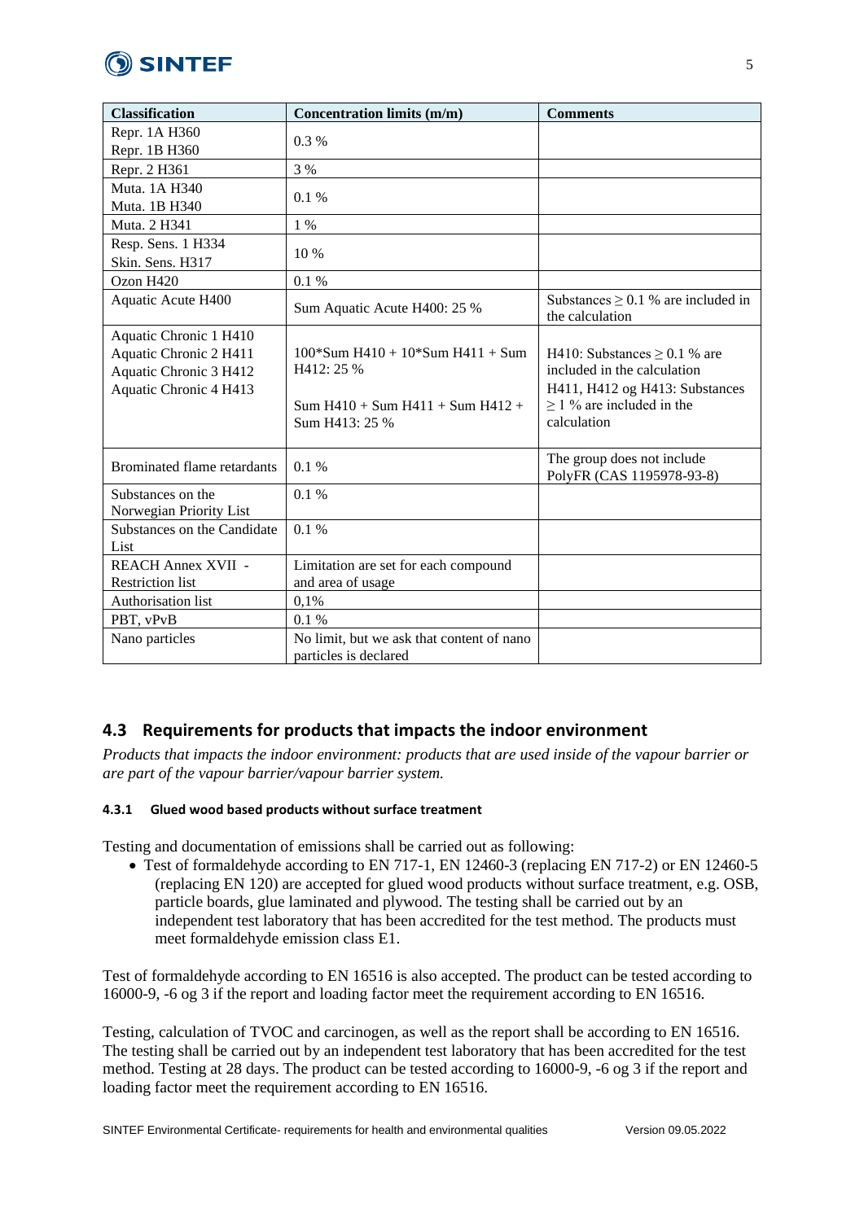| Classification | Concentration limits (m/m) | Comments |
|---|---|---|
| Repr. 1A H360<br>Repr. 1B H360 | 0.3 % | |
| Repr. 2 H361 | 3 % | |
| Muta. 1A H340<br>Muta. 1B H340 | 0.1 % | |
| Muta. 2 H341 | 1 % | |
| Resp. Sens. 1 H334<br>Skin. Sens. H317 | 10 % | |
| Ozon H420 | 0.1 % | |
| Aquatic Acute H400 | Sum Aquatic Acute H400: 25 % | Substances ≥ 0.1 % are included in the calculation |
| Aquatic Chronic 1 H410<br>Aquatic Chronic 2 H411<br>Aquatic Chronic 3 H412<br>Aquatic Chronic 4 H413 | 100*Sum H410 + 10*Sum H411 + Sum H412: 25 %<br><br>Sum H410 + Sum H411 + Sum H412 + Sum H413: 25 % | H410: Substances ≥ 0.1 % are included in the calculation<br>H411, H412 og H413: Substances ≥ 1 % are included in the calculation |
| Brominated flame retardants | 0.1 % | The group does not include PolyFR (CAS 1195978-93-8) |
| Substances on the Norwegian Priority List | 0.1 % | |
| Substances on the Candidate List | 0.1 % | |
| REACH Annex XVII - Restriction list | Limitation are set for each compound and area of usage | |
| Authorisation list | 0,1% | |
| PBT, vPvB | 0.1 % | |
| Nano particles | No limit, but we ask that content of nano particles is declared | |

## 4.3 Requirements for products that impacts the indoor environment

*Products that impacts the indoor environment: products that are used inside of the vapour barrier or are part of the vapour barrier/vapour barrier system.*

#### 4.3.1 Glued wood based products without surface treatment

Testing and documentation of emissions shall be carried out as following:

- Test of formaldehyde according to EN 717-1, EN 12460-3 (replacing EN 717-2) or EN 12460-5 (replacing EN 120) are accepted for glued wood products without surface treatment, e.g. OSB, particle boards, glue laminated and plywood. The testing shall be carried out by an independent test laboratory that has been accredited for the test method. The products must meet formaldehyde emission class E1.

Test of formaldehyde according to EN 16516 is also accepted. The product can be tested according to 16000-9, -6 og 3 if the report and loading factor meet the requirement according to EN 16516.

Testing, calculation of TVOC and carcinogen, as well as the report shall be according to EN 16516. The testing shall be carried out by an independent test laboratory that has been accredited for the test method. Testing at 28 days. The product can be tested according to 16000-9, -6 og 3 if the report and loading factor meet the requirement according to EN 16516.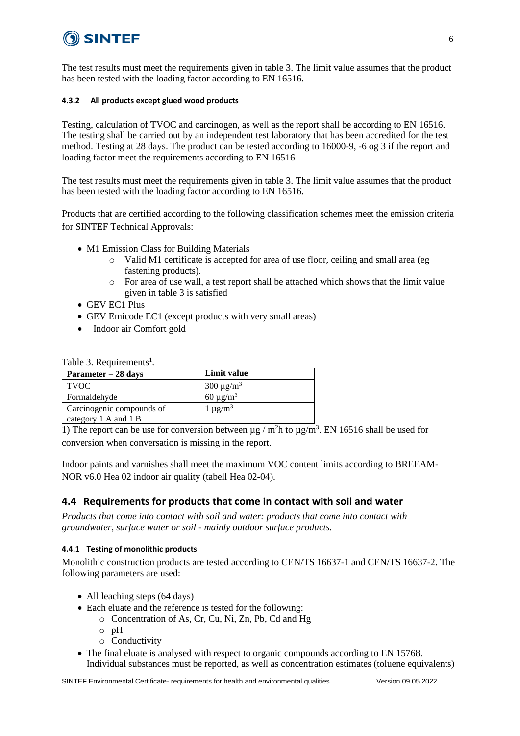The test results must meet the requirements given in table 3. The limit value assumes that the product has been tested with the loading factor according to EN 16516.

#### 4.3.2 All products except glued wood products

Testing, calculation of TVOC and carcinogen, as well as the report shall be according to EN 16516. The testing shall be carried out by an independent test laboratory that has been accredited for the test method. Testing at 28 days. The product can be tested according to 16000-9, -6 og 3 if the report and loading factor meet the requirements according to EN 16516

The test results must meet the requirements given in table 3. The limit value assumes that the product has been tested with the loading factor according to EN 16516.

Products that are certified according to the following classification schemes meet the emission criteria for SINTEF Technical Approvals:

- M1 Emission Class for Building Materials
  - Valid M1 certificate is accepted for area of use floor, ceiling and small area (eg fastening products).
  - For area of use wall, a test report shall be attached which shows that the limit value given in table 3 is satisfied
- GEV EC1 Plus
- GEV Emicode EC1 (except products with very small areas)
- Indoor air Comfort gold

Table 3. Requirements[1].

| Parameter – 28 days | Limit value |
|---|---|
| TVOC | 300 µg/m$^3$ |
| Formaldehyde | 60 µg/m$^3$ |
| Carcinogenic compounds of category 1 A and 1 B | 1 µg/m$^3$ |

1) The report can be use for conversion between µg / m$^2$h to µg/m$^3$. EN 16516 shall be used for conversion when conversation is missing in the report.

Indoor paints and varnishes shall meet the maximum VOC content limits according to BREEAM-NOR v6.0 Hea 02 indoor air quality (tabell Hea 02-04).

## 4.4 Requirements for products that come in contact with soil and water

*Products that come into contact with soil and water: products that come into contact with groundwater, surface water or soil - mainly outdoor surface products.*

#### 4.4.1 Testing of monolithic products

Monolithic construction products are tested according to CEN/TS 16637-1 and CEN/TS 16637-2. The following parameters are used:

- All leaching steps (64 days)
- Each eluate and the reference is tested for the following:
  - Concentration of As, Cr, Cu, Ni, Zn, Pb, Cd and Hg
  - pH
  - Conductivity
- The final eluate is analysed with respect to organic compounds according to EN 15768. Individual substances must be reported, as well as concentration estimates (toluene equivalents)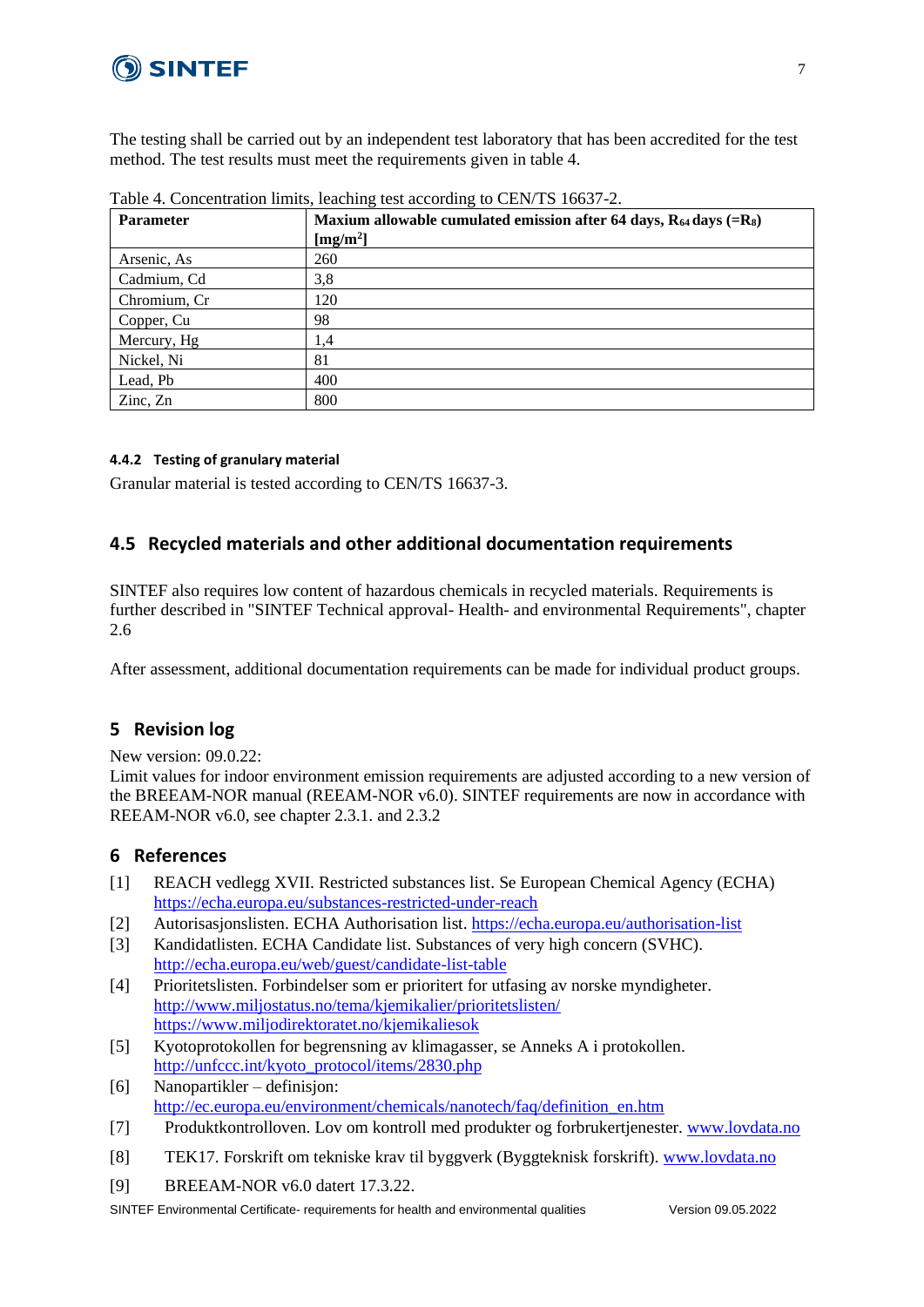The testing shall be carried out by an independent test laboratory that has been accredited for the test method. The test results must meet the requirements given in table 4.

Table 4. Concentration limits, leaching test according to CEN/TS 16637-2.

| **Parameter** | **Maxium allowable cumulated emission after 64 days, $R_{64}$ days (=$R_8$) [mg/m$^2$]** |
|---|---|
| Arsenic, As | 260 |
| Cadmium, Cd | 3,8 |
| Chromium, Cr | 120 |
| Copper, Cu | 98 |
| Mercury, Hg | 1,4 |
| Nickel, Ni | 81 |
| Lead, Pb | 400 |
| Zinc, Zn | 800 |

#### 4.4.2 Testing of granulary material

Granular material is tested according to CEN/TS 16637-3.

## 4.5 Recycled materials and other additional documentation requirements

SINTEF also requires low content of hazardous chemicals in recycled materials. Requirements is further described in "SINTEF Technical approval- Health- and environmental Requirements", chapter 2.6

After assessment, additional documentation requirements can be made for individual product groups.

# 5 Revision log

New version: 09.0.22:
Limit values for indoor environment emission requirements are adjusted according to a new version of the BREEAM-NOR manual (REEAM-NOR v6.0). SINTEF requirements are now in accordance with REEAM-NOR v6.0, see chapter 2.3.1. and 2.3.2

# 6 References

[1] REACH vedlegg XVII. Restricted substances list. Se European Chemical Agency (ECHA) https://echa.europa.eu/substances-restricted-under-reach

[2] Autorisasjonslisten. ECHA Authorisation list. https://echa.europa.eu/authorisation-list

[3] Kandidatlisten. ECHA Candidate list. Substances of very high concern (SVHC). http://echa.europa.eu/web/guest/candidate-list-table

[4] Prioritetslisten. Forbindelser som er prioritert for utfasing av norske myndigheter. http://www.miljostatus.no/tema/kjemikalier/prioritetslisten/ https://www.miljodirektoratet.no/kjemikaliesok

[5] Kyotoprotokollen for begrensning av klimagasser, se Anneks A i protokollen. http://unfccc.int/kyoto_protocol/items/2830.php

[6] Nanopartikler – definisjon: http://ec.europa.eu/environment/chemicals/nanotech/faq/definition_en.htm

[7] Produktkontrolloven. Lov om kontroll med produkter og forbrukertjenester. www.lovdata.no

[8] TEK17. Forskrift om tekniske krav til byggverk (Byggteknisk forskrift). www.lovdata.no

[9] BREEAM-NOR v6.0 datert 17.3.22.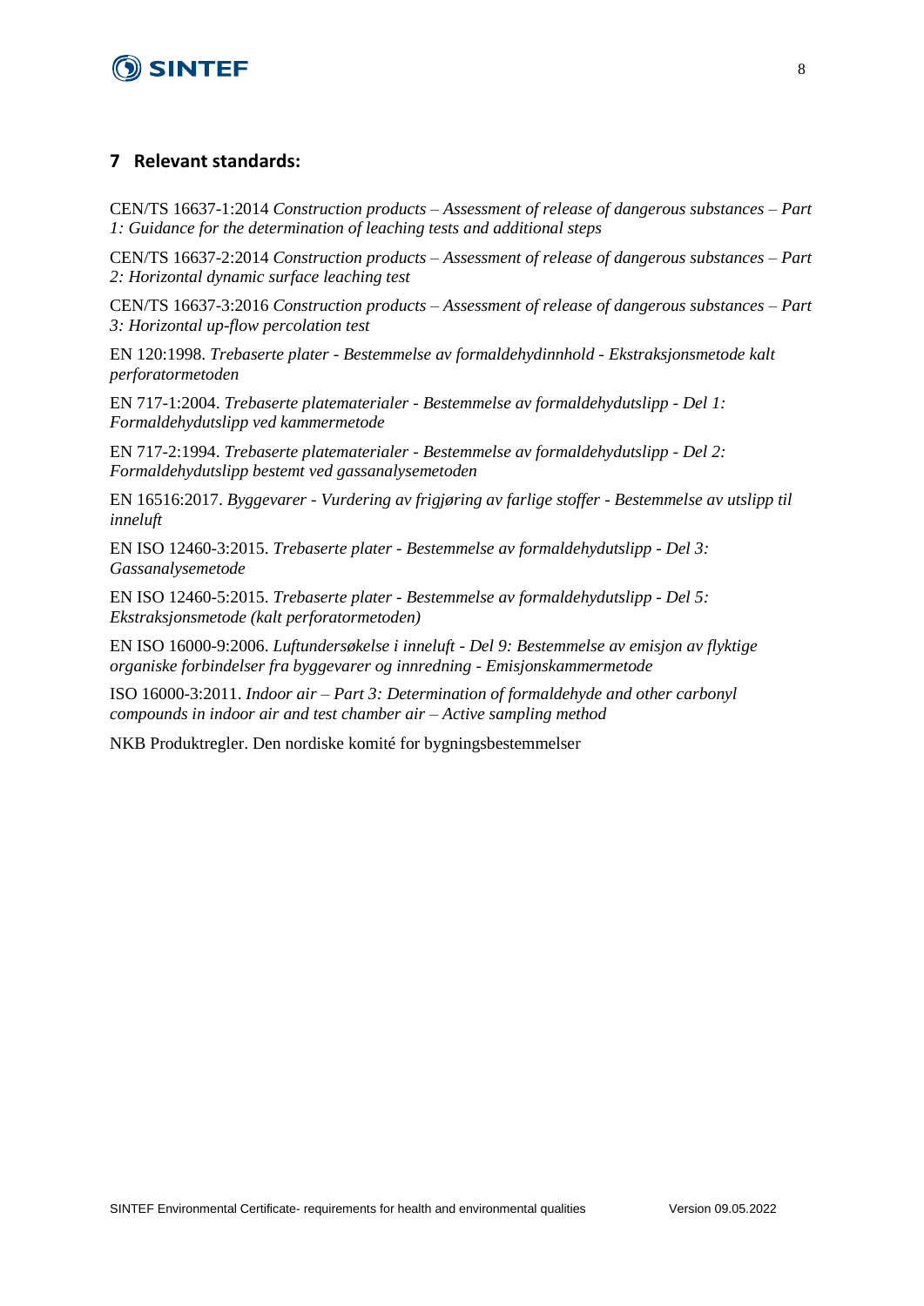## 7 Relevant standards:

CEN/TS 16637-1:2014 *Construction products – Assessment of release of dangerous substances – Part 1: Guidance for the determination of leaching tests and additional steps*

CEN/TS 16637-2:2014 *Construction products – Assessment of release of dangerous substances – Part 2: Horizontal dynamic surface leaching test*

CEN/TS 16637-3:2016 *Construction products – Assessment of release of dangerous substances – Part 3: Horizontal up-flow percolation test*

EN 120:1998. *Trebaserte plater - Bestemmelse av formaldehydinnhold - Ekstraksjonsmetode kalt perforatormetoden*

EN 717-1:2004. *Trebaserte platematerialer - Bestemmelse av formaldehydutslipp - Del 1: Formaldehydutslipp ved kammermetode*

EN 717-2:1994. *Trebaserte platematerialer - Bestemmelse av formaldehydutslipp - Del 2: Formaldehydutslipp bestemt ved gassanalysemetoden*

EN 16516:2017. *Byggevarer - Vurdering av frigjøring av farlige stoffer - Bestemmelse av utslipp til inneluft*

EN ISO 12460-3:2015. *Trebaserte plater - Bestemmelse av formaldehydutslipp - Del 3: Gassanalysemetode*

EN ISO 12460-5:2015. *Trebaserte plater - Bestemmelse av formaldehydutslipp - Del 5: Ekstraksjonsmetode (kalt perforatormetoden)*

EN ISO 16000-9:2006. *Luftundersøkelse i inneluft - Del 9: Bestemmelse av emisjon av flyktige organiske forbindelser fra byggevarer og innredning - Emisjonskammermetode*

ISO 16000-3:2011. *Indoor air – Part 3: Determination of formaldehyde and other carbonyl compounds in indoor air and test chamber air – Active sampling method*

NKB Produktregler. Den nordiske komité for bygningsbestemmelser